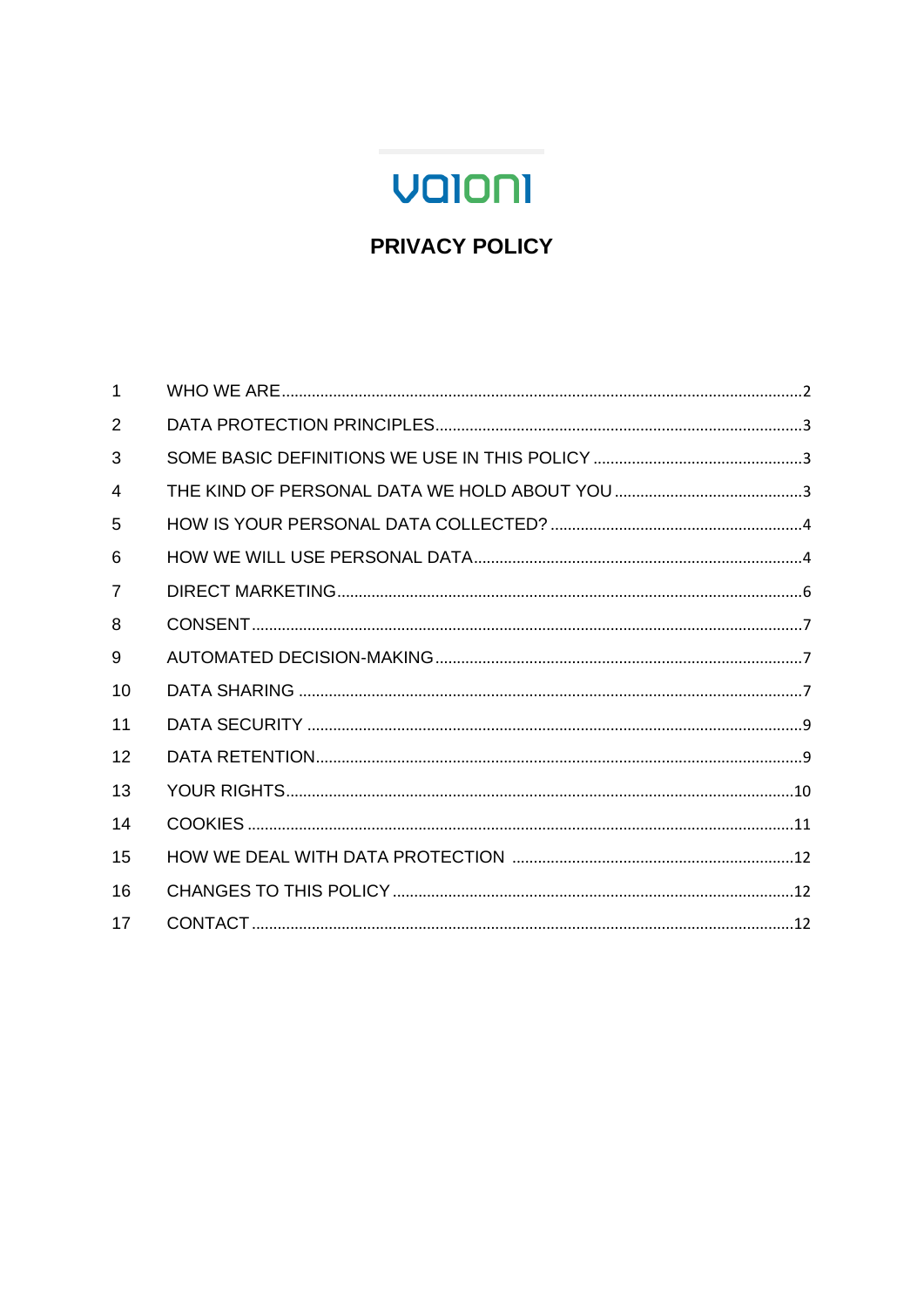vaioni

# PRIVACY POLICY

| | | |
|---|---|---|
| 1 | WHO WE ARE | 2 |
| 2 | DATA PROTECTION PRINCIPLES | 3 |
| 3 | SOME BASIC DEFINITIONS WE USE IN THIS POLICY | 3 |
| 4 | THE KIND OF PERSONAL DATA WE HOLD ABOUT YOU | 3 |
| 5 | HOW IS YOUR PERSONAL DATA COLLECTED? | 4 |
| 6 | HOW WE WILL USE PERSONAL DATA | 4 |
| 7 | DIRECT MARKETING | 6 |
| 8 | CONSENT | 7 |
| 9 | AUTOMATED DECISION-MAKING | 7 |
| 10 | DATA SHARING | 7 |
| 11 | DATA SECURITY | 9 |
| 12 | DATA RETENTION | 9 |
| 13 | YOUR RIGHTS | 10 |
| 14 | COOKIES | 11 |
| 15 | HOW WE DEAL WITH DATA PROTECTION | 12 |
| 16 | CHANGES TO THIS POLICY | 12 |
| 17 | CONTACT | 12 |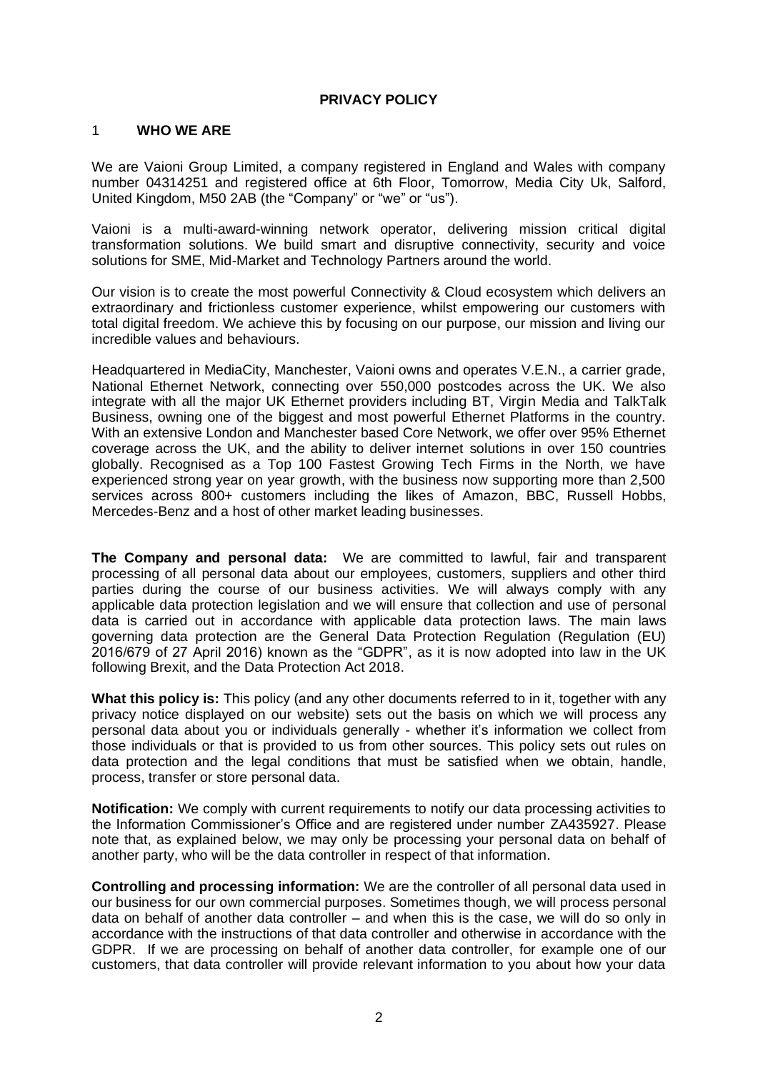# PRIVACY POLICY

## 1 WHO WE ARE

We are Vaioni Group Limited, a company registered in England and Wales with company number 04314251 and registered office at 6th Floor, Tomorrow, Media City Uk, Salford, United Kingdom, M50 2AB (the "Company" or "we" or "us").

Vaioni is a multi-award-winning network operator, delivering mission critical digital transformation solutions. We build smart and disruptive connectivity, security and voice solutions for SME, Mid-Market and Technology Partners around the world.

Our vision is to create the most powerful Connectivity & Cloud ecosystem which delivers an extraordinary and frictionless customer experience, whilst empowering our customers with total digital freedom. We achieve this by focusing on our purpose, our mission and living our incredible values and behaviours.

Headquartered in MediaCity, Manchester, Vaioni owns and operates V.E.N., a carrier grade, National Ethernet Network, connecting over 550,000 postcodes across the UK. We also integrate with all the major UK Ethernet providers including BT, Virgin Media and TalkTalk Business, owning one of the biggest and most powerful Ethernet Platforms in the country. With an extensive London and Manchester based Core Network, we offer over 95% Ethernet coverage across the UK, and the ability to deliver internet solutions in over 150 countries globally. Recognised as a Top 100 Fastest Growing Tech Firms in the North, we have experienced strong year on year growth, with the business now supporting more than 2,500 services across 800+ customers including the likes of Amazon, BBC, Russell Hobbs, Mercedes-Benz and a host of other market leading businesses.

**The Company and personal data:** We are committed to lawful, fair and transparent processing of all personal data about our employees, customers, suppliers and other third parties during the course of our business activities. We will always comply with any applicable data protection legislation and we will ensure that collection and use of personal data is carried out in accordance with applicable data protection laws. The main laws governing data protection are the General Data Protection Regulation (Regulation (EU) 2016/679 of 27 April 2016) known as the "GDPR", as it is now adopted into law in the UK following Brexit, and the Data Protection Act 2018.

**What this policy is:** This policy (and any other documents referred to in it, together with any privacy notice displayed on our website) sets out the basis on which we will process any personal data about you or individuals generally - whether it's information we collect from those individuals or that is provided to us from other sources. This policy sets out rules on data protection and the legal conditions that must be satisfied when we obtain, handle, process, transfer or store personal data.

**Notification:** We comply with current requirements to notify our data processing activities to the Information Commissioner's Office and are registered under number ZA435927. Please note that, as explained below, we may only be processing your personal data on behalf of another party, who will be the data controller in respect of that information.

**Controlling and processing information:** We are the controller of all personal data used in our business for our own commercial purposes. Sometimes though, we will process personal data on behalf of another data controller – and when this is the case, we will do so only in accordance with the instructions of that data controller and otherwise in accordance with the GDPR. If we are processing on behalf of another data controller, for example one of our customers, that data controller will provide relevant information to you about how your data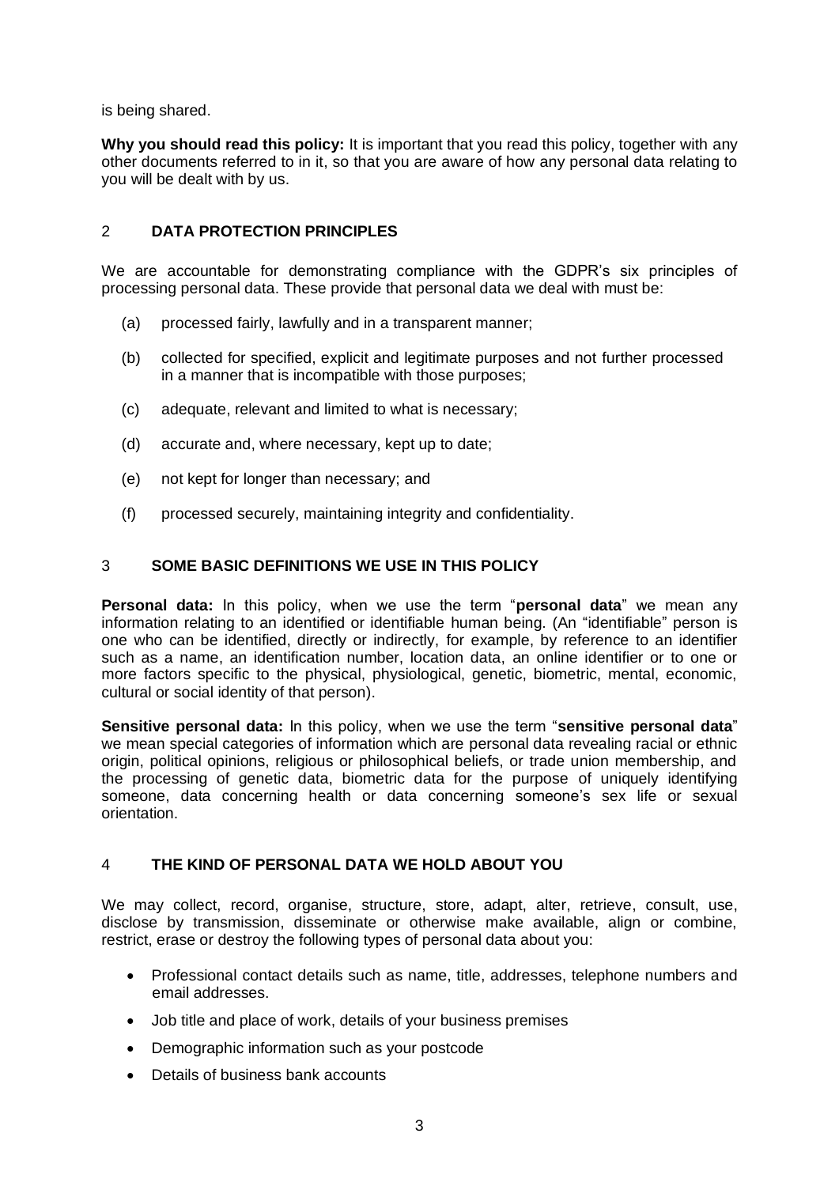is being shared.

**Why you should read this policy:** It is important that you read this policy, together with any other documents referred to in it, so that you are aware of how any personal data relating to you will be dealt with by us.

## 2 DATA PROTECTION PRINCIPLES

We are accountable for demonstrating compliance with the GDPR's six principles of processing personal data. These provide that personal data we deal with must be:

(a) processed fairly, lawfully and in a transparent manner;

(b) collected for specified, explicit and legitimate purposes and not further processed in a manner that is incompatible with those purposes;

(c) adequate, relevant and limited to what is necessary;

(d) accurate and, where necessary, kept up to date;

(e) not kept for longer than necessary; and

(f) processed securely, maintaining integrity and confidentiality.

## 3 SOME BASIC DEFINITIONS WE USE IN THIS POLICY

**Personal data:** In this policy, when we use the term "**personal data**" we mean any information relating to an identified or identifiable human being. (An "identifiable" person is one who can be identified, directly or indirectly, for example, by reference to an identifier such as a name, an identification number, location data, an online identifier or to one or more factors specific to the physical, physiological, genetic, biometric, mental, economic, cultural or social identity of that person).

**Sensitive personal data:** In this policy, when we use the term "**sensitive personal data**" we mean special categories of information which are personal data revealing racial or ethnic origin, political opinions, religious or philosophical beliefs, or trade union membership, and the processing of genetic data, biometric data for the purpose of uniquely identifying someone, data concerning health or data concerning someone's sex life or sexual orientation.

## 4 THE KIND OF PERSONAL DATA WE HOLD ABOUT YOU

We may collect, record, organise, structure, store, adapt, alter, retrieve, consult, use, disclose by transmission, disseminate or otherwise make available, align or combine, restrict, erase or destroy the following types of personal data about you:

- Professional contact details such as name, title, addresses, telephone numbers and email addresses.
- Job title and place of work, details of your business premises
- Demographic information such as your postcode
- Details of business bank accounts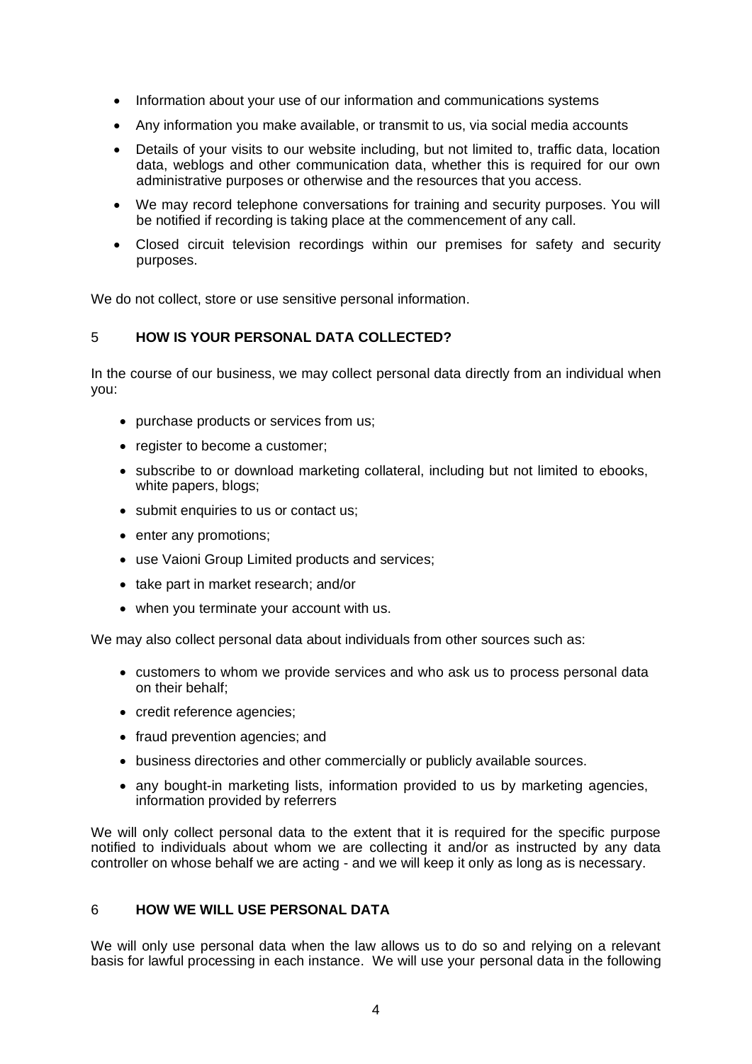- Information about your use of our information and communications systems
- Any information you make available, or transmit to us, via social media accounts
- Details of your visits to our website including, but not limited to, traffic data, location data, weblogs and other communication data, whether this is required for our own administrative purposes or otherwise and the resources that you access.
- We may record telephone conversations for training and security purposes. You will be notified if recording is taking place at the commencement of any call.
- Closed circuit television recordings within our premises for safety and security purposes.

We do not collect, store or use sensitive personal information.

## 5 HOW IS YOUR PERSONAL DATA COLLECTED?

In the course of our business, we may collect personal data directly from an individual when you:

- purchase products or services from us;
- register to become a customer;
- subscribe to or download marketing collateral, including but not limited to ebooks, white papers, blogs;
- submit enquiries to us or contact us;
- enter any promotions;
- use Vaioni Group Limited products and services;
- take part in market research; and/or
- when you terminate your account with us.

We may also collect personal data about individuals from other sources such as:

- customers to whom we provide services and who ask us to process personal data on their behalf;
- credit reference agencies;
- fraud prevention agencies; and
- business directories and other commercially or publicly available sources.
- any bought-in marketing lists, information provided to us by marketing agencies, information provided by referrers

We will only collect personal data to the extent that it is required for the specific purpose notified to individuals about whom we are collecting it and/or as instructed by any data controller on whose behalf we are acting - and we will keep it only as long as is necessary.

## 6 HOW WE WILL USE PERSONAL DATA

We will only use personal data when the law allows us to do so and relying on a relevant basis for lawful processing in each instance. We will use your personal data in the following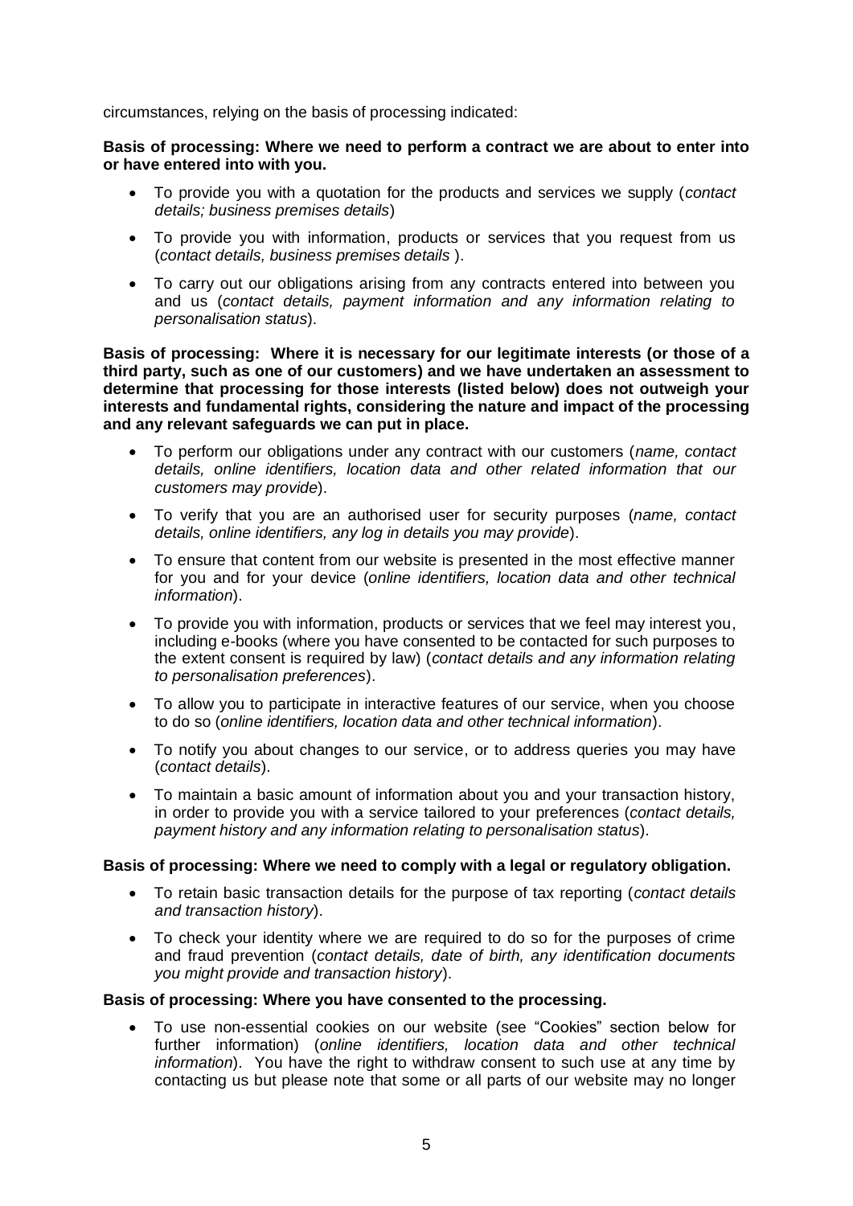circumstances, relying on the basis of processing indicated:

**Basis of processing: Where we need to perform a contract we are about to enter into or have entered into with you.**

- To provide you with a quotation for the products and services we supply (*contact details; business premises details*)
- To provide you with information, products or services that you request from us (*contact details, business premises details* ).
- To carry out our obligations arising from any contracts entered into between you and us (*contact details, payment information and any information relating to personalisation status*).

**Basis of processing: Where it is necessary for our legitimate interests (or those of a third party, such as one of our customers) and we have undertaken an assessment to determine that processing for those interests (listed below) does not outweigh your interests and fundamental rights, considering the nature and impact of the processing and any relevant safeguards we can put in place.**

- To perform our obligations under any contract with our customers (*name, contact details, online identifiers, location data and other related information that our customers may provide*).
- To verify that you are an authorised user for security purposes (*name, contact details, online identifiers, any log in details you may provide*).
- To ensure that content from our website is presented in the most effective manner for you and for your device (*online identifiers, location data and other technical information*).
- To provide you with information, products or services that we feel may interest you, including e-books (where you have consented to be contacted for such purposes to the extent consent is required by law) (*contact details and any information relating to personalisation preferences*).
- To allow you to participate in interactive features of our service, when you choose to do so (*online identifiers, location data and other technical information*).
- To notify you about changes to our service, or to address queries you may have (*contact details*).
- To maintain a basic amount of information about you and your transaction history, in order to provide you with a service tailored to your preferences (*contact details, payment history and any information relating to personalisation status*).

**Basis of processing: Where we need to comply with a legal or regulatory obligation.**

- To retain basic transaction details for the purpose of tax reporting (*contact details and transaction history*).
- To check your identity where we are required to do so for the purposes of crime and fraud prevention (*contact details, date of birth, any identification documents you might provide and transaction history*).

**Basis of processing: Where you have consented to the processing.**

- To use non-essential cookies on our website (see "Cookies" section below for further information) (*online identifiers, location data and other technical information*). You have the right to withdraw consent to such use at any time by contacting us but please note that some or all parts of our website may no longer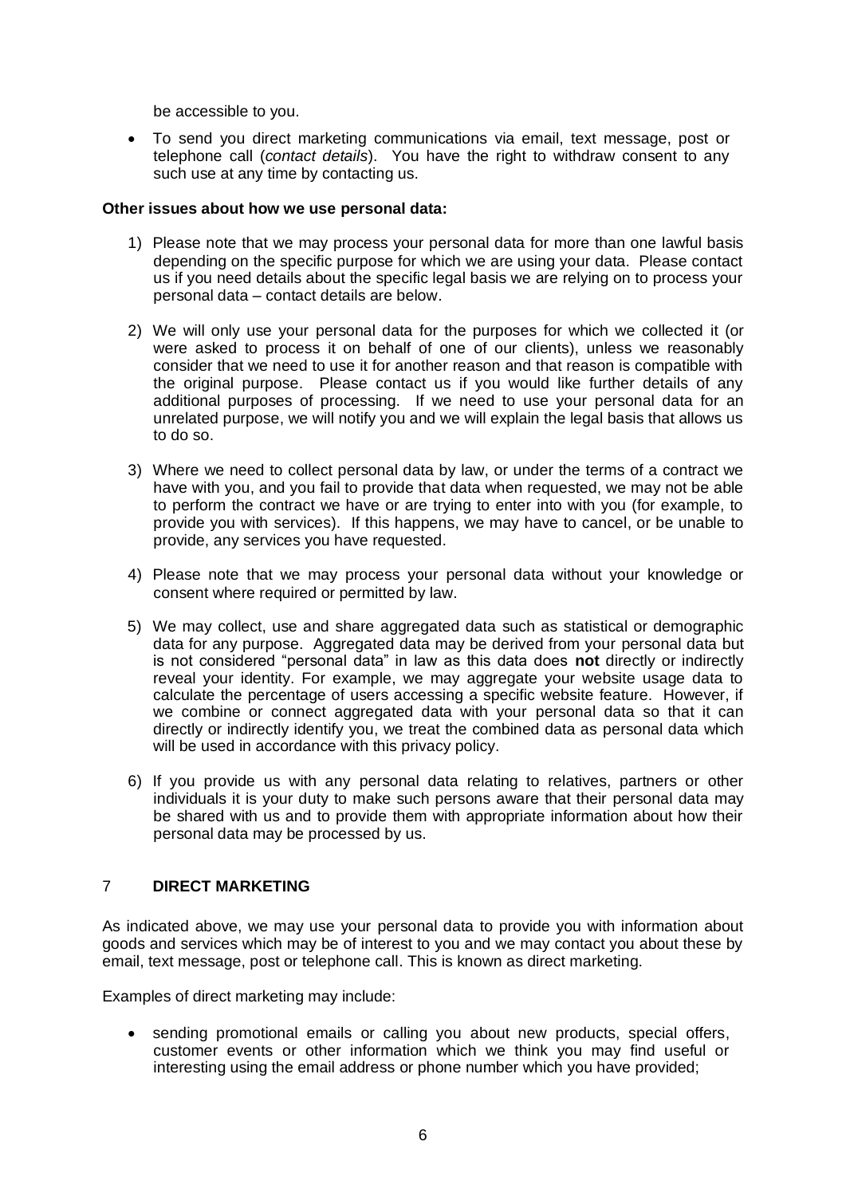be accessible to you.

- To send you direct marketing communications via email, text message, post or telephone call (*contact details*). You have the right to withdraw consent to any such use at any time by contacting us.

**Other issues about how we use personal data:**

1) Please note that we may process your personal data for more than one lawful basis depending on the specific purpose for which we are using your data. Please contact us if you need details about the specific legal basis we are relying on to process your personal data – contact details are below.

2) We will only use your personal data for the purposes for which we collected it (or were asked to process it on behalf of one of our clients), unless we reasonably consider that we need to use it for another reason and that reason is compatible with the original purpose. Please contact us if you would like further details of any additional purposes of processing. If we need to use your personal data for an unrelated purpose, we will notify you and we will explain the legal basis that allows us to do so.

3) Where we need to collect personal data by law, or under the terms of a contract we have with you, and you fail to provide that data when requested, we may not be able to perform the contract we have or are trying to enter into with you (for example, to provide you with services). If this happens, we may have to cancel, or be unable to provide, any services you have requested.

4) Please note that we may process your personal data without your knowledge or consent where required or permitted by law.

5) We may collect, use and share aggregated data such as statistical or demographic data for any purpose. Aggregated data may be derived from your personal data but is not considered "personal data" in law as this data does **not** directly or indirectly reveal your identity. For example, we may aggregate your website usage data to calculate the percentage of users accessing a specific website feature. However, if we combine or connect aggregated data with your personal data so that it can directly or indirectly identify you, we treat the combined data as personal data which will be used in accordance with this privacy policy.

6) If you provide us with any personal data relating to relatives, partners or other individuals it is your duty to make such persons aware that their personal data may be shared with us and to provide them with appropriate information about how their personal data may be processed by us.

## 7 DIRECT MARKETING

As indicated above, we may use your personal data to provide you with information about goods and services which may be of interest to you and we may contact you about these by email, text message, post or telephone call. This is known as direct marketing.

Examples of direct marketing may include:

- sending promotional emails or calling you about new products, special offers, customer events or other information which we think you may find useful or interesting using the email address or phone number which you have provided;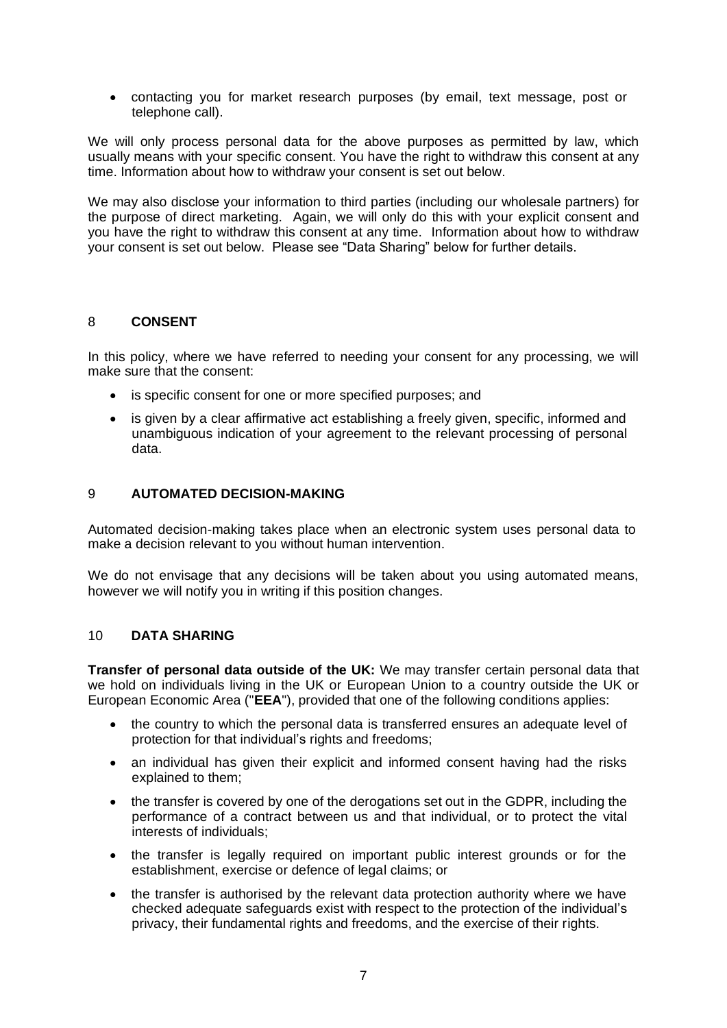- contacting you for market research purposes (by email, text message, post or telephone call).

We will only process personal data for the above purposes as permitted by law, which usually means with your specific consent. You have the right to withdraw this consent at any time. Information about how to withdraw your consent is set out below.

We may also disclose your information to third parties (including our wholesale partners) for the purpose of direct marketing. Again, we will only do this with your explicit consent and you have the right to withdraw this consent at any time. Information about how to withdraw your consent is set out below. Please see "Data Sharing" below for further details.

## 8 CONSENT

In this policy, where we have referred to needing your consent for any processing, we will make sure that the consent:

- is specific consent for one or more specified purposes; and
- is given by a clear affirmative act establishing a freely given, specific, informed and unambiguous indication of your agreement to the relevant processing of personal data.

## 9 AUTOMATED DECISION-MAKING

Automated decision-making takes place when an electronic system uses personal data to make a decision relevant to you without human intervention.

We do not envisage that any decisions will be taken about you using automated means, however we will notify you in writing if this position changes.

## 10 DATA SHARING

**Transfer of personal data outside of the UK:** We may transfer certain personal data that we hold on individuals living in the UK or European Union to a country outside the UK or European Economic Area ("**EEA**"), provided that one of the following conditions applies:

- the country to which the personal data is transferred ensures an adequate level of protection for that individual's rights and freedoms;
- an individual has given their explicit and informed consent having had the risks explained to them;
- the transfer is covered by one of the derogations set out in the GDPR, including the performance of a contract between us and that individual, or to protect the vital interests of individuals;
- the transfer is legally required on important public interest grounds or for the establishment, exercise or defence of legal claims; or
- the transfer is authorised by the relevant data protection authority where we have checked adequate safeguards exist with respect to the protection of the individual's privacy, their fundamental rights and freedoms, and the exercise of their rights.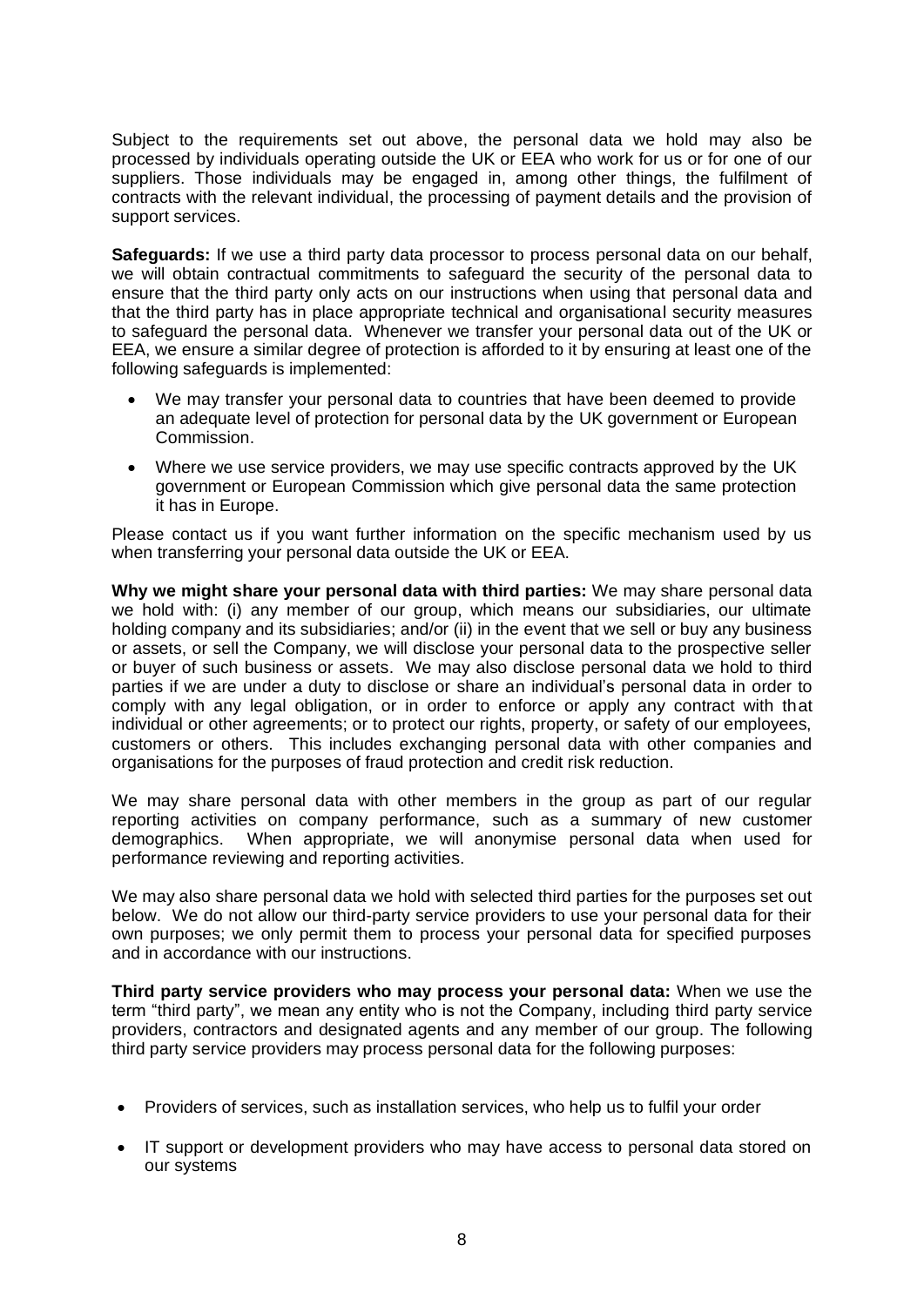Subject to the requirements set out above, the personal data we hold may also be processed by individuals operating outside the UK or EEA who work for us or for one of our suppliers. Those individuals may be engaged in, among other things, the fulfilment of contracts with the relevant individual, the processing of payment details and the provision of support services.

**Safeguards:** If we use a third party data processor to process personal data on our behalf, we will obtain contractual commitments to safeguard the security of the personal data to ensure that the third party only acts on our instructions when using that personal data and that the third party has in place appropriate technical and organisational security measures to safeguard the personal data. Whenever we transfer your personal data out of the UK or EEA, we ensure a similar degree of protection is afforded to it by ensuring at least one of the following safeguards is implemented:

- We may transfer your personal data to countries that have been deemed to provide an adequate level of protection for personal data by the UK government or European Commission.
- Where we use service providers, we may use specific contracts approved by the UK government or European Commission which give personal data the same protection it has in Europe.

Please contact us if you want further information on the specific mechanism used by us when transferring your personal data outside the UK or EEA.

**Why we might share your personal data with third parties:** We may share personal data we hold with: (i) any member of our group, which means our subsidiaries, our ultimate holding company and its subsidiaries; and/or (ii) in the event that we sell or buy any business or assets, or sell the Company, we will disclose your personal data to the prospective seller or buyer of such business or assets. We may also disclose personal data we hold to third parties if we are under a duty to disclose or share an individual's personal data in order to comply with any legal obligation, or in order to enforce or apply any contract with that individual or other agreements; or to protect our rights, property, or safety of our employees, customers or others. This includes exchanging personal data with other companies and organisations for the purposes of fraud protection and credit risk reduction.

We may share personal data with other members in the group as part of our regular reporting activities on company performance, such as a summary of new customer demographics. When appropriate, we will anonymise personal data when used for performance reviewing and reporting activities.

We may also share personal data we hold with selected third parties for the purposes set out below. We do not allow our third-party service providers to use your personal data for their own purposes; we only permit them to process your personal data for specified purposes and in accordance with our instructions.

**Third party service providers who may process your personal data:** When we use the term "third party", we mean any entity who is not the Company, including third party service providers, contractors and designated agents and any member of our group. The following third party service providers may process personal data for the following purposes:

- Providers of services, such as installation services, who help us to fulfil your order
- IT support or development providers who may have access to personal data stored on our systems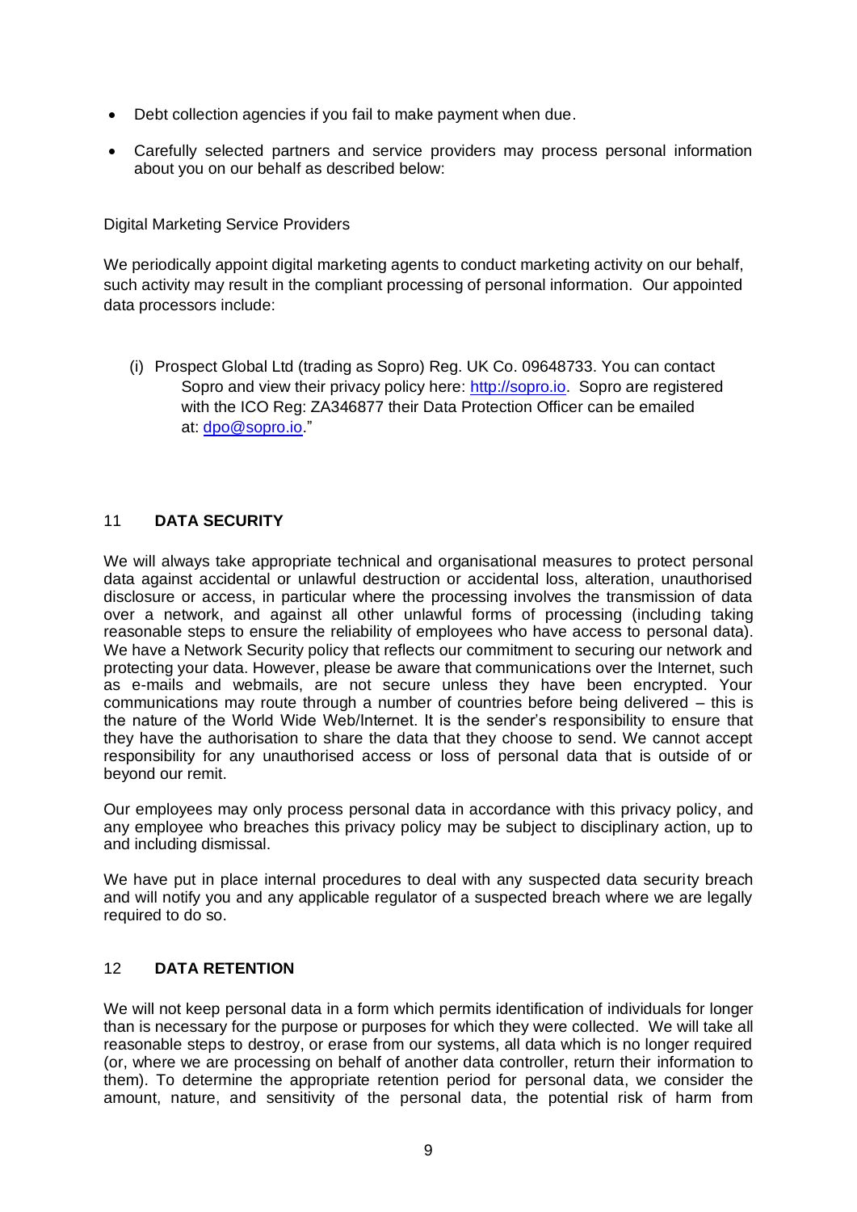- Debt collection agencies if you fail to make payment when due.
- Carefully selected partners and service providers may process personal information about you on our behalf as described below:

Digital Marketing Service Providers

We periodically appoint digital marketing agents to conduct marketing activity on our behalf, such activity may result in the compliant processing of personal information. Our appointed data processors include:

(i) Prospect Global Ltd (trading as Sopro) Reg. UK Co. 09648733. You can contact Sopro and view their privacy policy here: http://sopro.io. Sopro are registered with the ICO Reg: ZA346877 their Data Protection Officer can be emailed at: dpo@sopro.io."

## 11 DATA SECURITY

We will always take appropriate technical and organisational measures to protect personal data against accidental or unlawful destruction or accidental loss, alteration, unauthorised disclosure or access, in particular where the processing involves the transmission of data over a network, and against all other unlawful forms of processing (including taking reasonable steps to ensure the reliability of employees who have access to personal data). We have a Network Security policy that reflects our commitment to securing our network and protecting your data. However, please be aware that communications over the Internet, such as e-mails and webmails, are not secure unless they have been encrypted. Your communications may route through a number of countries before being delivered – this is the nature of the World Wide Web/Internet. It is the sender's responsibility to ensure that they have the authorisation to share the data that they choose to send. We cannot accept responsibility for any unauthorised access or loss of personal data that is outside of or beyond our remit.

Our employees may only process personal data in accordance with this privacy policy, and any employee who breaches this privacy policy may be subject to disciplinary action, up to and including dismissal.

We have put in place internal procedures to deal with any suspected data security breach and will notify you and any applicable regulator of a suspected breach where we are legally required to do so.

## 12 DATA RETENTION

We will not keep personal data in a form which permits identification of individuals for longer than is necessary for the purpose or purposes for which they were collected. We will take all reasonable steps to destroy, or erase from our systems, all data which is no longer required (or, where we are processing on behalf of another data controller, return their information to them). To determine the appropriate retention period for personal data, we consider the amount, nature, and sensitivity of the personal data, the potential risk of harm from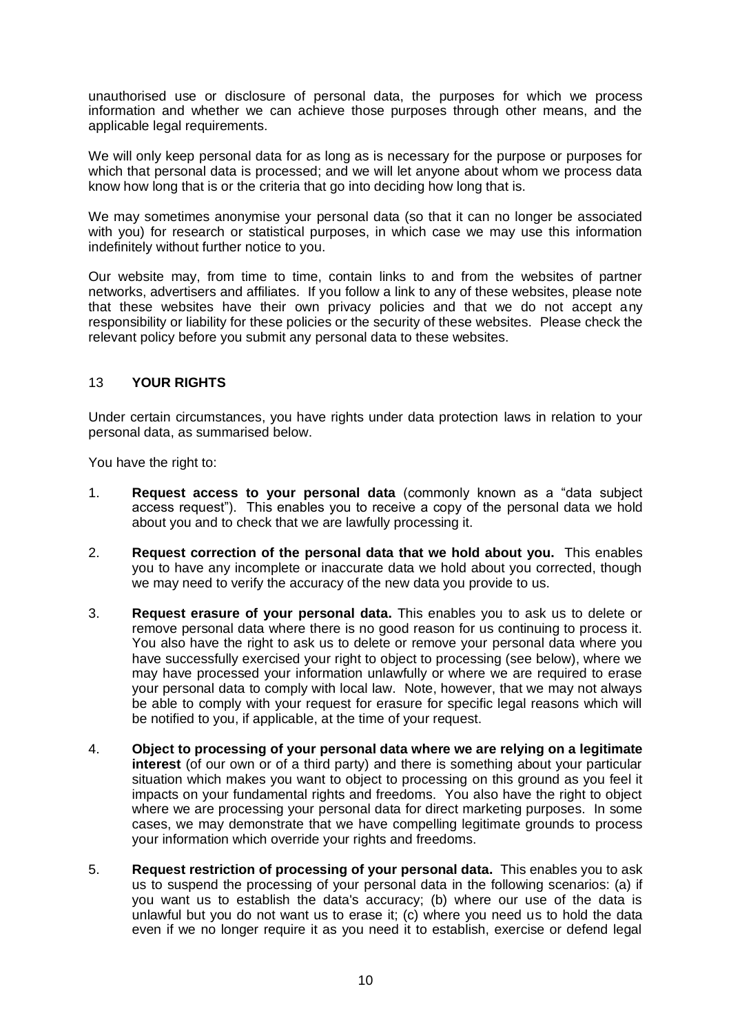unauthorised use or disclosure of personal data, the purposes for which we process information and whether we can achieve those purposes through other means, and the applicable legal requirements.

We will only keep personal data for as long as is necessary for the purpose or purposes for which that personal data is processed; and we will let anyone about whom we process data know how long that is or the criteria that go into deciding how long that is.

We may sometimes anonymise your personal data (so that it can no longer be associated with you) for research or statistical purposes, in which case we may use this information indefinitely without further notice to you.

Our website may, from time to time, contain links to and from the websites of partner networks, advertisers and affiliates. If you follow a link to any of these websites, please note that these websites have their own privacy policies and that we do not accept any responsibility or liability for these policies or the security of these websites. Please check the relevant policy before you submit any personal data to these websites.

## 13 YOUR RIGHTS

Under certain circumstances, you have rights under data protection laws in relation to your personal data, as summarised below.

You have the right to:

1. **Request access to your personal data** (commonly known as a "data subject access request"). This enables you to receive a copy of the personal data we hold about you and to check that we are lawfully processing it.

2. **Request correction of the personal data that we hold about you.** This enables you to have any incomplete or inaccurate data we hold about you corrected, though we may need to verify the accuracy of the new data you provide to us.

3. **Request erasure of your personal data.** This enables you to ask us to delete or remove personal data where there is no good reason for us continuing to process it. You also have the right to ask us to delete or remove your personal data where you have successfully exercised your right to object to processing (see below), where we may have processed your information unlawfully or where we are required to erase your personal data to comply with local law. Note, however, that we may not always be able to comply with your request for erasure for specific legal reasons which will be notified to you, if applicable, at the time of your request.

4. **Object to processing of your personal data where we are relying on a legitimate interest** (of our own or of a third party) and there is something about your particular situation which makes you want to object to processing on this ground as you feel it impacts on your fundamental rights and freedoms. You also have the right to object where we are processing your personal data for direct marketing purposes. In some cases, we may demonstrate that we have compelling legitimate grounds to process your information which override your rights and freedoms.

5. **Request restriction of processing of your personal data.** This enables you to ask us to suspend the processing of your personal data in the following scenarios: (a) if you want us to establish the data's accuracy; (b) where our use of the data is unlawful but you do not want us to erase it; (c) where you need us to hold the data even if we no longer require it as you need it to establish, exercise or defend legal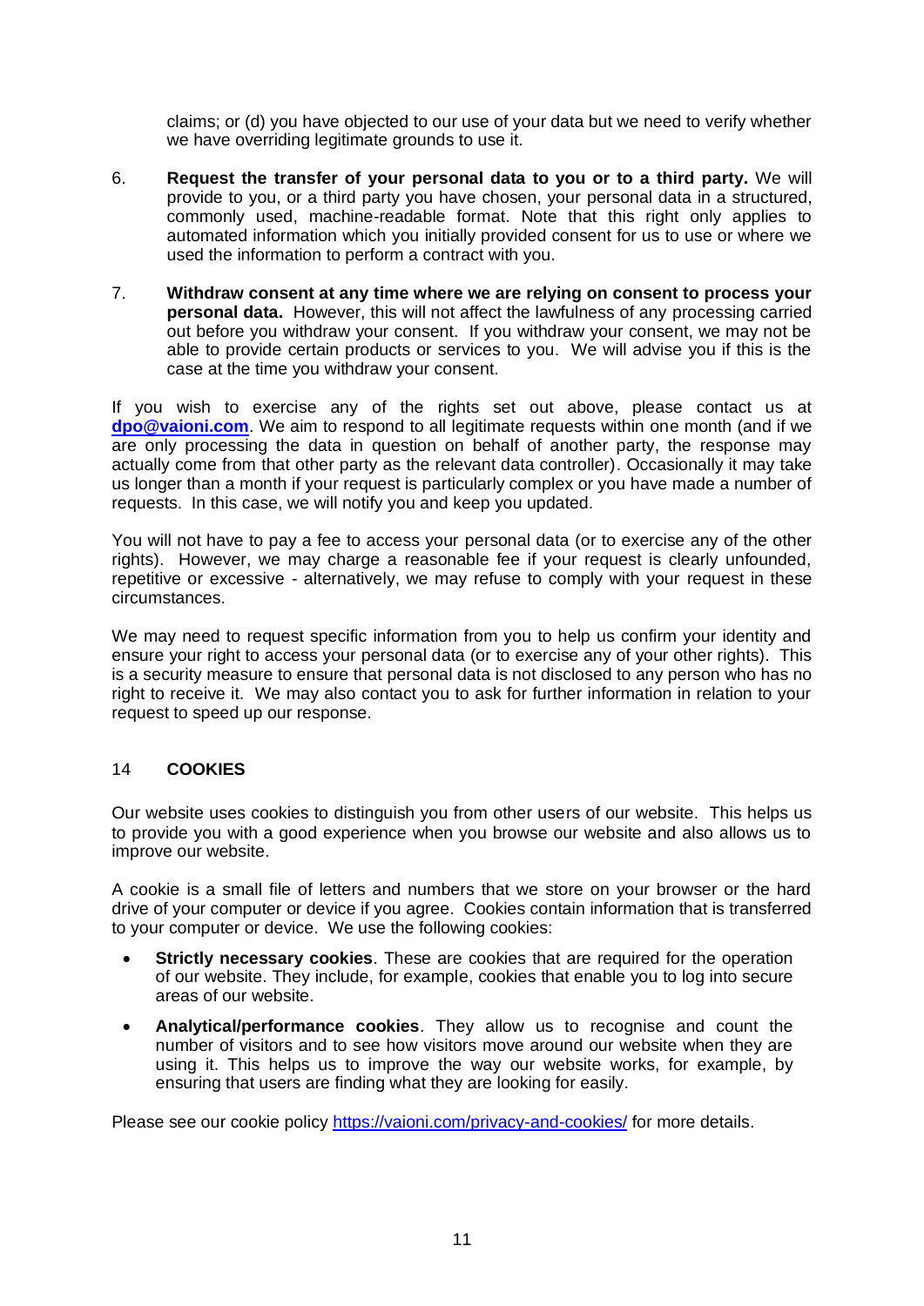claims; or (d) you have objected to our use of your data but we need to verify whether we have overriding legitimate grounds to use it.

6. **Request the transfer of your personal data to you or to a third party.** We will provide to you, or a third party you have chosen, your personal data in a structured, commonly used, machine-readable format. Note that this right only applies to automated information which you initially provided consent for us to use or where we used the information to perform a contract with you.

7. **Withdraw consent at any time where we are relying on consent to process your personal data.** However, this will not affect the lawfulness of any processing carried out before you withdraw your consent. If you withdraw your consent, we may not be able to provide certain products or services to you. We will advise you if this is the case at the time you withdraw your consent.

If you wish to exercise any of the rights set out above, please contact us at **dpo@vaioni.com**. We aim to respond to all legitimate requests within one month (and if we are only processing the data in question on behalf of another party, the response may actually come from that other party as the relevant data controller). Occasionally it may take us longer than a month if your request is particularly complex or you have made a number of requests. In this case, we will notify you and keep you updated.

You will not have to pay a fee to access your personal data (or to exercise any of the other rights). However, we may charge a reasonable fee if your request is clearly unfounded, repetitive or excessive - alternatively, we may refuse to comply with your request in these circumstances.

We may need to request specific information from you to help us confirm your identity and ensure your right to access your personal data (or to exercise any of your other rights). This is a security measure to ensure that personal data is not disclosed to any person who has no right to receive it. We may also contact you to ask for further information in relation to your request to speed up our response.

## 14 COOKIES

Our website uses cookies to distinguish you from other users of our website. This helps us to provide you with a good experience when you browse our website and also allows us to improve our website.

A cookie is a small file of letters and numbers that we store on your browser or the hard drive of your computer or device if you agree. Cookies contain information that is transferred to your computer or device. We use the following cookies:

- **Strictly necessary cookies**. These are cookies that are required for the operation of our website. They include, for example, cookies that enable you to log into secure areas of our website.
- **Analytical/performance cookies**. They allow us to recognise and count the number of visitors and to see how visitors move around our website when they are using it. This helps us to improve the way our website works, for example, by ensuring that users are finding what they are looking for easily.

Please see our cookie policy https://vaioni.com/privacy-and-cookies/ for more details.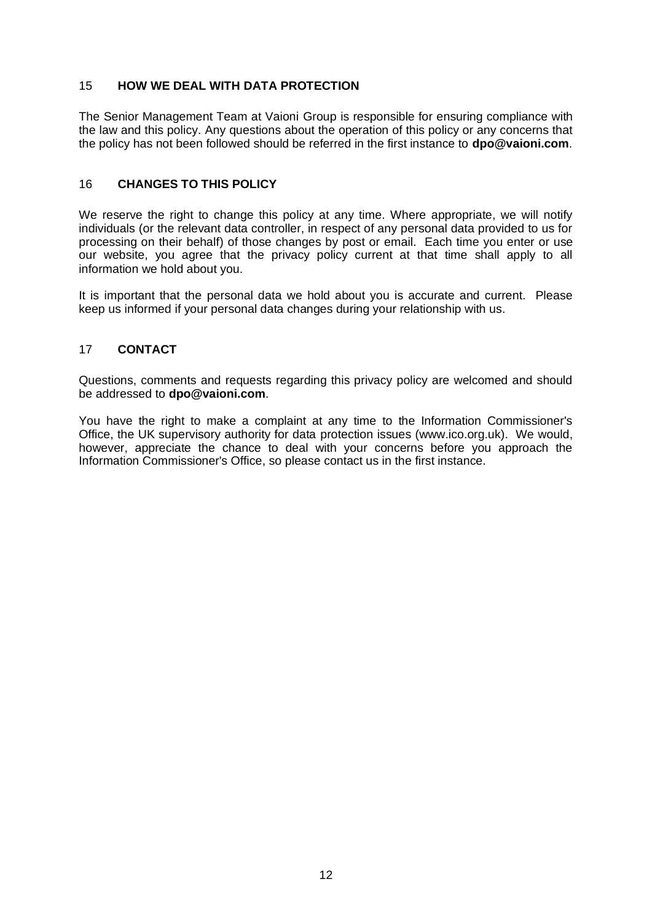## 15 HOW WE DEAL WITH DATA PROTECTION

The Senior Management Team at Vaioni Group is responsible for ensuring compliance with the law and this policy. Any questions about the operation of this policy or any concerns that the policy has not been followed should be referred in the first instance to **dpo@vaioni.com**.

## 16 CHANGES TO THIS POLICY

We reserve the right to change this policy at any time. Where appropriate, we will notify individuals (or the relevant data controller, in respect of any personal data provided to us for processing on their behalf) of those changes by post or email. Each time you enter or use our website, you agree that the privacy policy current at that time shall apply to all information we hold about you.

It is important that the personal data we hold about you is accurate and current. Please keep us informed if your personal data changes during your relationship with us.

## 17 CONTACT

Questions, comments and requests regarding this privacy policy are welcomed and should be addressed to **dpo@vaioni.com**.

You have the right to make a complaint at any time to the Information Commissioner's Office, the UK supervisory authority for data protection issues (www.ico.org.uk). We would, however, appreciate the chance to deal with your concerns before you approach the Information Commissioner's Office, so please contact us in the first instance.